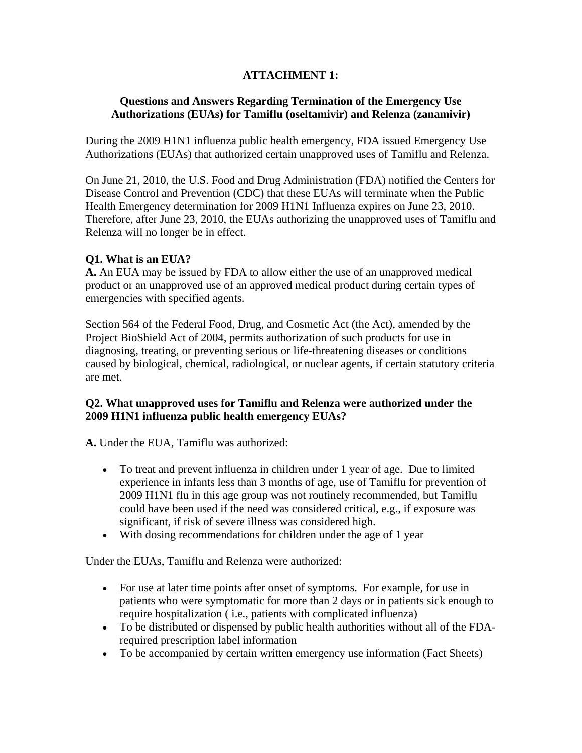**ATTACHMENT 1:**

**Questions and Answers Regarding Termination of the Emergency Use Authorizations (EUAs) for Tamiflu (oseltamivir) and Relenza (zanamivir)**

During the 2009 H1N1 influenza public health emergency, FDA issued Emergency Use Authorizations (EUAs) that authorized certain unapproved uses of Tamiflu and Relenza.

On June 21, 2010, the U.S. Food and Drug Administration (FDA) notified the Centers for Disease Control and Prevention (CDC) that these EUAs will terminate when the Public Health Emergency determination for 2009 H1N1 Influenza expires on June 23, 2010. Therefore, after June 23, 2010, the EUAs authorizing the unapproved uses of Tamiflu and Relenza will no longer be in effect.

**Q1. What is an EUA?**
**A.** An EUA may be issued by FDA to allow either the use of an unapproved medical product or an unapproved use of an approved medical product during certain types of emergencies with specified agents.

Section 564 of the Federal Food, Drug, and Cosmetic Act (the Act), amended by the Project BioShield Act of 2004, permits authorization of such products for use in diagnosing, treating, or preventing serious or life-threatening diseases or conditions caused by biological, chemical, radiological, or nuclear agents, if certain statutory criteria are met.

**Q2. What unapproved uses for Tamiflu and Relenza were authorized under the 2009 H1N1 influenza public health emergency EUAs?**

**A.** Under the EUA, Tamiflu was authorized:

- To treat and prevent influenza in children under 1 year of age. Due to limited experience in infants less than 3 months of age, use of Tamiflu for prevention of 2009 H1N1 flu in this age group was not routinely recommended, but Tamiflu could have been used if the need was considered critical, e.g., if exposure was significant, if risk of severe illness was considered high.
- With dosing recommendations for children under the age of 1 year

Under the EUAs, Tamiflu and Relenza were authorized:

- For use at later time points after onset of symptoms. For example, for use in patients who were symptomatic for more than 2 days or in patients sick enough to require hospitalization ( i.e., patients with complicated influenza)
- To be distributed or dispensed by public health authorities without all of the FDA-required prescription label information
- To be accompanied by certain written emergency use information (Fact Sheets)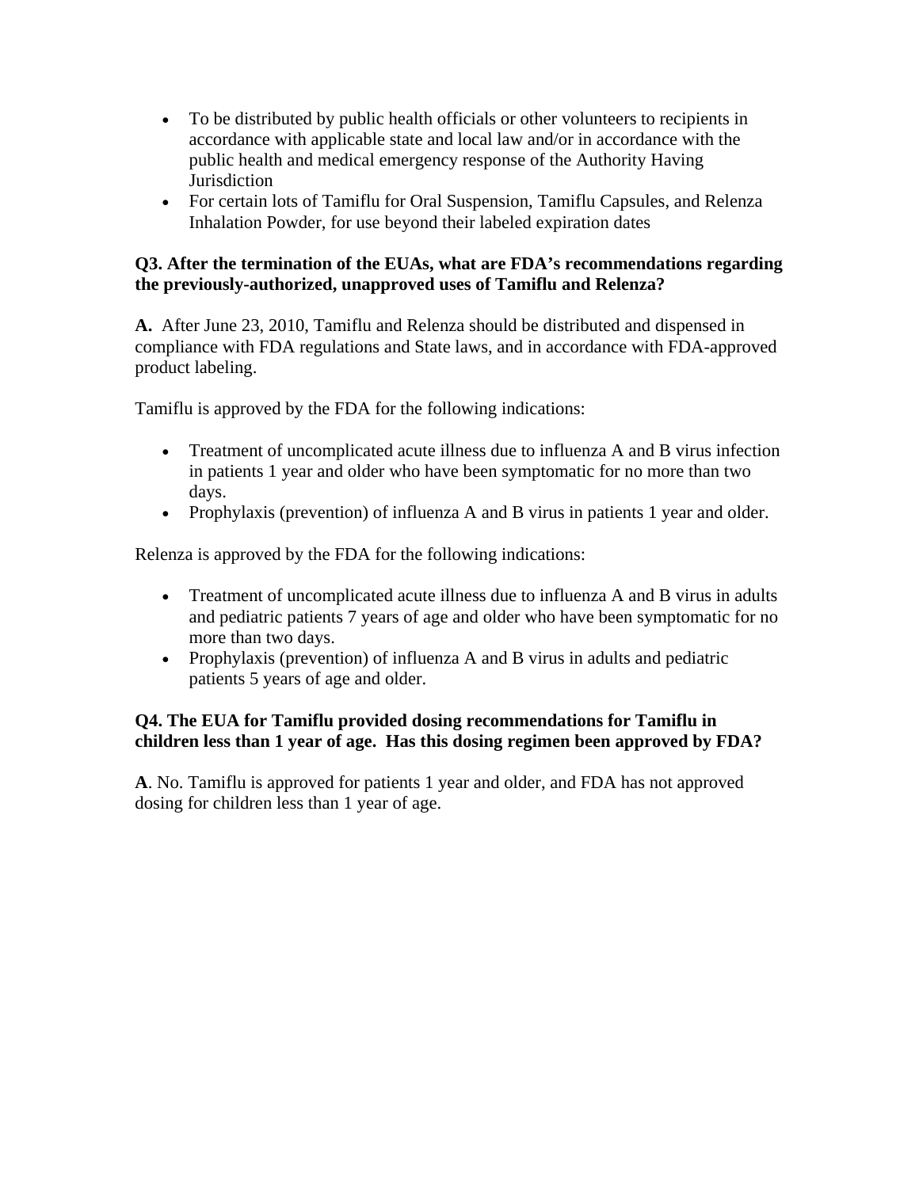- To be distributed by public health officials or other volunteers to recipients in accordance with applicable state and local law and/or in accordance with the public health and medical emergency response of the Authority Having Jurisdiction
- For certain lots of Tamiflu for Oral Suspension, Tamiflu Capsules, and Relenza Inhalation Powder, for use beyond their labeled expiration dates

**Q3. After the termination of the EUAs, what are FDA's recommendations regarding the previously-authorized, unapproved uses of Tamiflu and Relenza?**

**A.** After June 23, 2010, Tamiflu and Relenza should be distributed and dispensed in compliance with FDA regulations and State laws, and in accordance with FDA-approved product labeling.

Tamiflu is approved by the FDA for the following indications:

- Treatment of uncomplicated acute illness due to influenza A and B virus infection in patients 1 year and older who have been symptomatic for no more than two days.
- Prophylaxis (prevention) of influenza A and B virus in patients 1 year and older.

Relenza is approved by the FDA for the following indications:

- Treatment of uncomplicated acute illness due to influenza A and B virus in adults and pediatric patients 7 years of age and older who have been symptomatic for no more than two days.
- Prophylaxis (prevention) of influenza A and B virus in adults and pediatric patients 5 years of age and older.

**Q4. The EUA for Tamiflu provided dosing recommendations for Tamiflu in children less than 1 year of age. Has this dosing regimen been approved by FDA?**

**A**. No. Tamiflu is approved for patients 1 year and older, and FDA has not approved dosing for children less than 1 year of age.